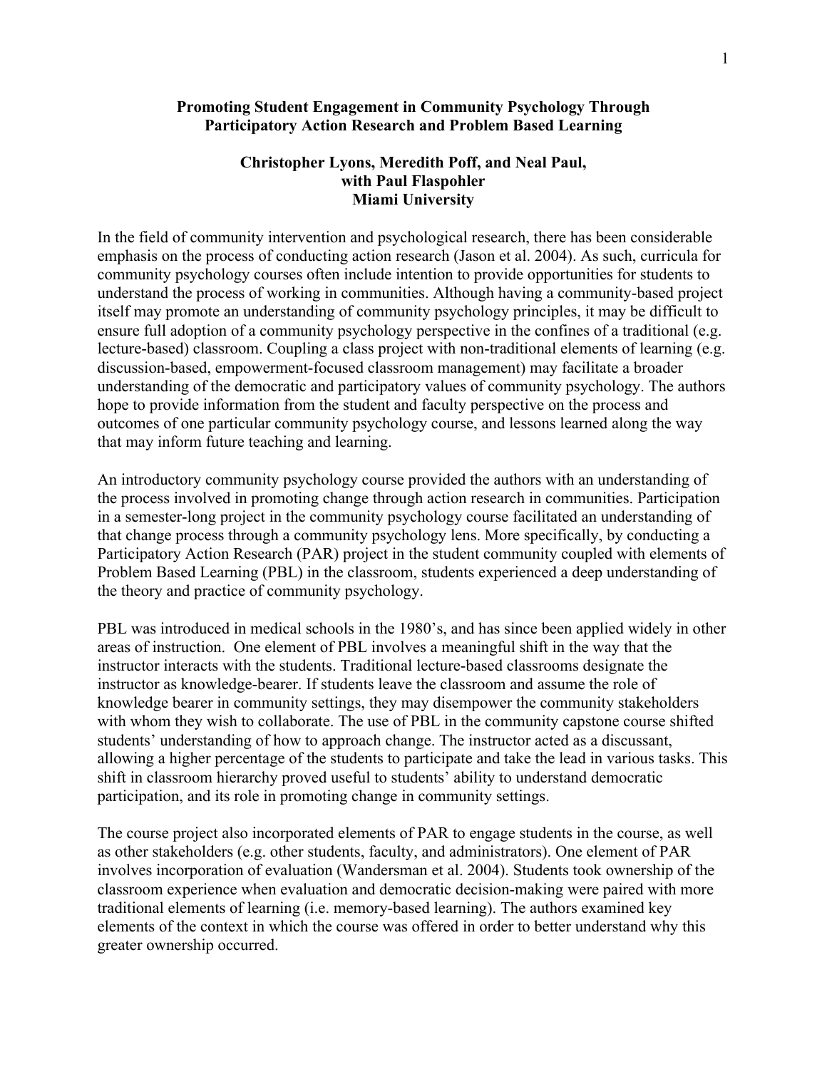# Promoting Student Engagement in Community Psychology Through Participatory Action Research and Problem Based Learning

**Christopher Lyons, Meredith Poff, and Neal Paul, with Paul Flaspohler**
**Miami University**

In the field of community intervention and psychological research, there has been considerable emphasis on the process of conducting action research (Jason et al. 2004). As such, curricula for community psychology courses often include intention to provide opportunities for students to understand the process of working in communities. Although having a community-based project itself may promote an understanding of community psychology principles, it may be difficult to ensure full adoption of a community psychology perspective in the confines of a traditional (e.g. lecture-based) classroom. Coupling a class project with non-traditional elements of learning (e.g. discussion-based, empowerment-focused classroom management) may facilitate a broader understanding of the democratic and participatory values of community psychology. The authors hope to provide information from the student and faculty perspective on the process and outcomes of one particular community psychology course, and lessons learned along the way that may inform future teaching and learning.

An introductory community psychology course provided the authors with an understanding of the process involved in promoting change through action research in communities. Participation in a semester-long project in the community psychology course facilitated an understanding of that change process through a community psychology lens. More specifically, by conducting a Participatory Action Research (PAR) project in the student community coupled with elements of Problem Based Learning (PBL) in the classroom, students experienced a deep understanding of the theory and practice of community psychology.

PBL was introduced in medical schools in the 1980's, and has since been applied widely in other areas of instruction. One element of PBL involves a meaningful shift in the way that the instructor interacts with the students. Traditional lecture-based classrooms designate the instructor as knowledge-bearer. If students leave the classroom and assume the role of knowledge bearer in community settings, they may disempower the community stakeholders with whom they wish to collaborate. The use of PBL in the community capstone course shifted students' understanding of how to approach change. The instructor acted as a discussant, allowing a higher percentage of the students to participate and take the lead in various tasks. This shift in classroom hierarchy proved useful to students' ability to understand democratic participation, and its role in promoting change in community settings.

The course project also incorporated elements of PAR to engage students in the course, as well as other stakeholders (e.g. other students, faculty, and administrators). One element of PAR involves incorporation of evaluation (Wandersman et al. 2004). Students took ownership of the classroom experience when evaluation and democratic decision-making were paired with more traditional elements of learning (i.e. memory-based learning). The authors examined key elements of the context in which the course was offered in order to better understand why this greater ownership occurred.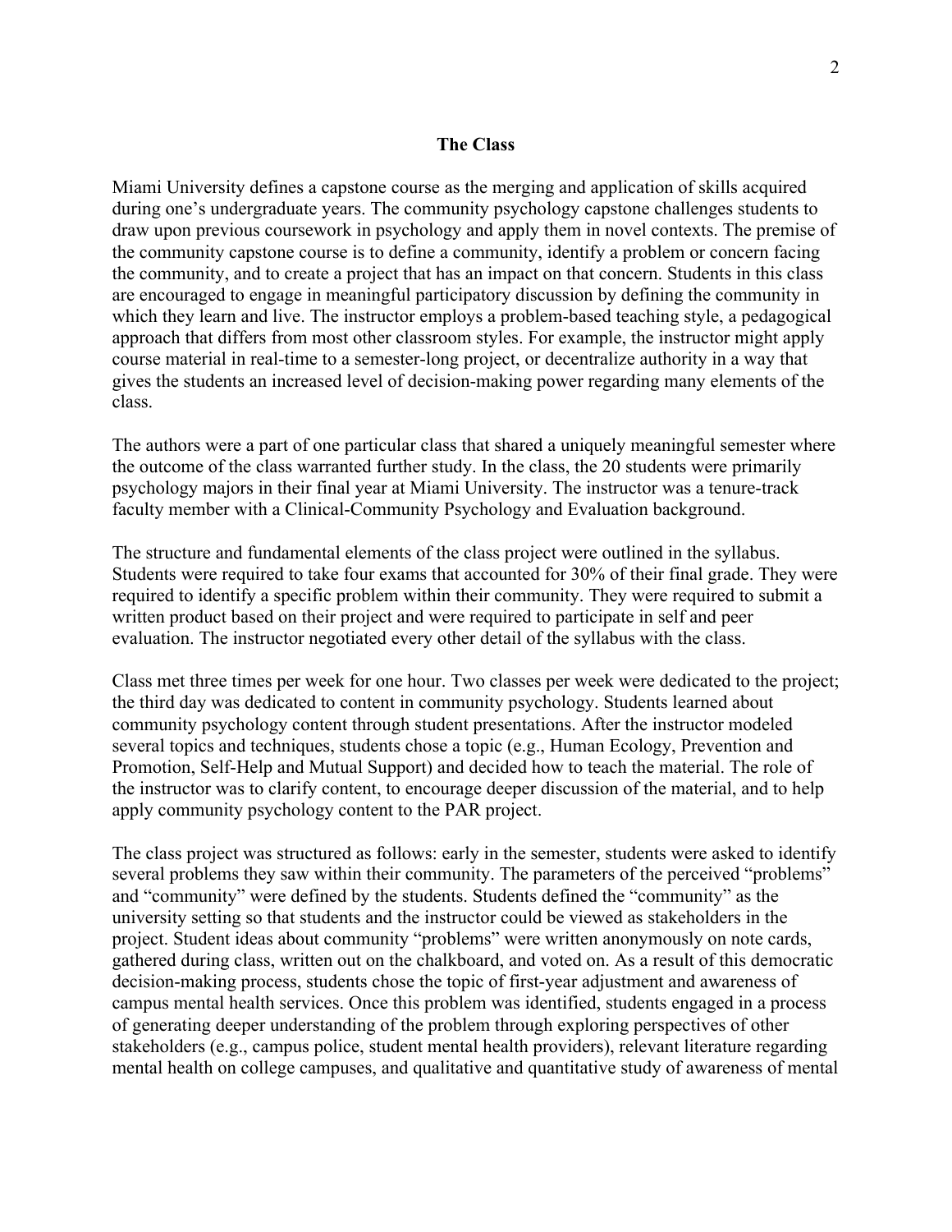## The Class

Miami University defines a capstone course as the merging and application of skills acquired during one's undergraduate years. The community psychology capstone challenges students to draw upon previous coursework in psychology and apply them in novel contexts. The premise of the community capstone course is to define a community, identify a problem or concern facing the community, and to create a project that has an impact on that concern. Students in this class are encouraged to engage in meaningful participatory discussion by defining the community in which they learn and live. The instructor employs a problem-based teaching style, a pedagogical approach that differs from most other classroom styles. For example, the instructor might apply course material in real-time to a semester-long project, or decentralize authority in a way that gives the students an increased level of decision-making power regarding many elements of the class.

The authors were a part of one particular class that shared a uniquely meaningful semester where the outcome of the class warranted further study. In the class, the 20 students were primarily psychology majors in their final year at Miami University. The instructor was a tenure-track faculty member with a Clinical-Community Psychology and Evaluation background.

The structure and fundamental elements of the class project were outlined in the syllabus. Students were required to take four exams that accounted for 30% of their final grade. They were required to identify a specific problem within their community. They were required to submit a written product based on their project and were required to participate in self and peer evaluation. The instructor negotiated every other detail of the syllabus with the class.

Class met three times per week for one hour. Two classes per week were dedicated to the project; the third day was dedicated to content in community psychology. Students learned about community psychology content through student presentations. After the instructor modeled several topics and techniques, students chose a topic (e.g., Human Ecology, Prevention and Promotion, Self-Help and Mutual Support) and decided how to teach the material. The role of the instructor was to clarify content, to encourage deeper discussion of the material, and to help apply community psychology content to the PAR project.

The class project was structured as follows: early in the semester, students were asked to identify several problems they saw within their community. The parameters of the perceived "problems" and "community" were defined by the students. Students defined the "community" as the university setting so that students and the instructor could be viewed as stakeholders in the project. Student ideas about community "problems" were written anonymously on note cards, gathered during class, written out on the chalkboard, and voted on. As a result of this democratic decision-making process, students chose the topic of first-year adjustment and awareness of campus mental health services. Once this problem was identified, students engaged in a process of generating deeper understanding of the problem through exploring perspectives of other stakeholders (e.g., campus police, student mental health providers), relevant literature regarding mental health on college campuses, and qualitative and quantitative study of awareness of mental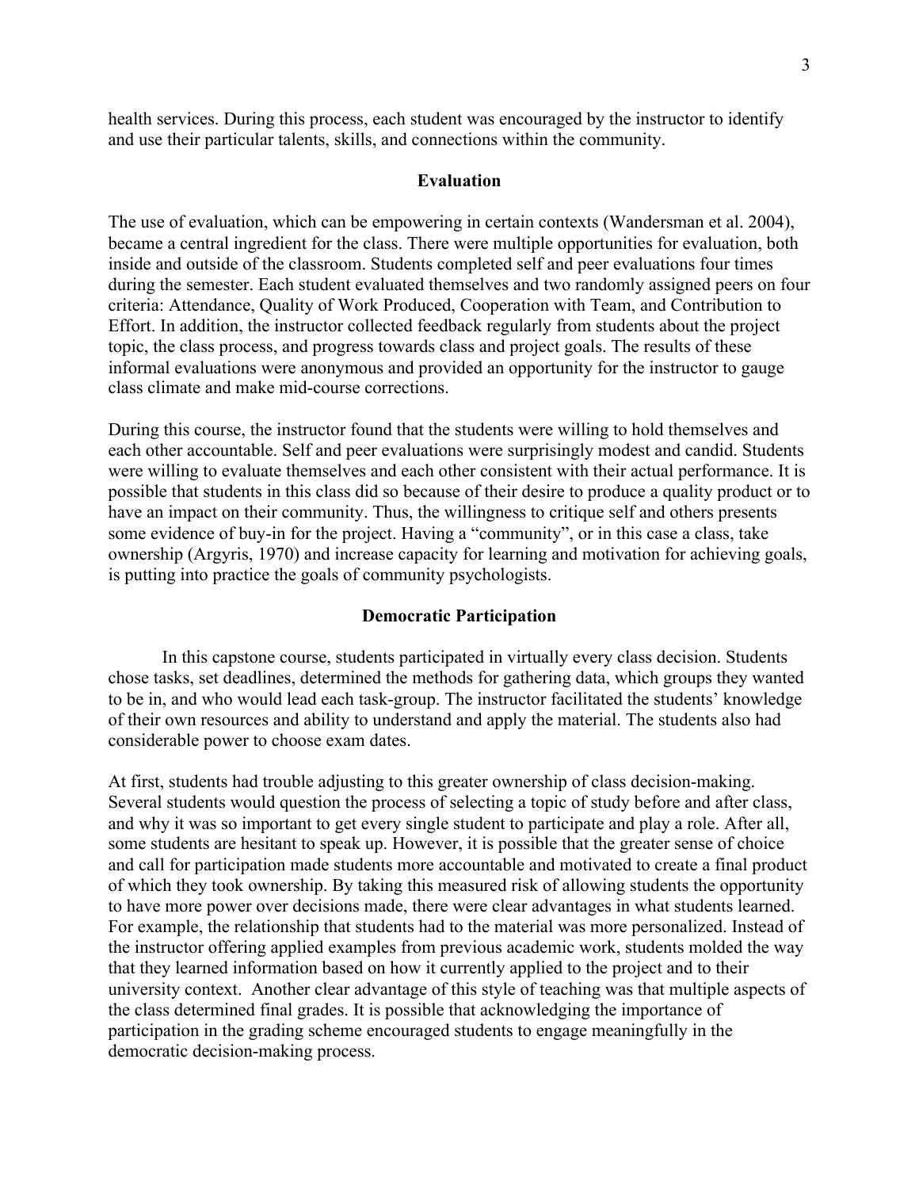health services. During this process, each student was encouraged by the instructor to identify and use their particular talents, skills, and connections within the community.

## Evaluation

The use of evaluation, which can be empowering in certain contexts (Wandersman et al. 2004), became a central ingredient for the class. There were multiple opportunities for evaluation, both inside and outside of the classroom. Students completed self and peer evaluations four times during the semester. Each student evaluated themselves and two randomly assigned peers on four criteria: Attendance, Quality of Work Produced, Cooperation with Team, and Contribution to Effort. In addition, the instructor collected feedback regularly from students about the project topic, the class process, and progress towards class and project goals. The results of these informal evaluations were anonymous and provided an opportunity for the instructor to gauge class climate and make mid-course corrections.

During this course, the instructor found that the students were willing to hold themselves and each other accountable. Self and peer evaluations were surprisingly modest and candid. Students were willing to evaluate themselves and each other consistent with their actual performance. It is possible that students in this class did so because of their desire to produce a quality product or to have an impact on their community. Thus, the willingness to critique self and others presents some evidence of buy-in for the project. Having a "community", or in this case a class, take ownership (Argyris, 1970) and increase capacity for learning and motivation for achieving goals, is putting into practice the goals of community psychologists.

## Democratic Participation

In this capstone course, students participated in virtually every class decision. Students chose tasks, set deadlines, determined the methods for gathering data, which groups they wanted to be in, and who would lead each task-group. The instructor facilitated the students' knowledge of their own resources and ability to understand and apply the material. The students also had considerable power to choose exam dates.

At first, students had trouble adjusting to this greater ownership of class decision-making. Several students would question the process of selecting a topic of study before and after class, and why it was so important to get every single student to participate and play a role. After all, some students are hesitant to speak up. However, it is possible that the greater sense of choice and call for participation made students more accountable and motivated to create a final product of which they took ownership. By taking this measured risk of allowing students the opportunity to have more power over decisions made, there were clear advantages in what students learned. For example, the relationship that students had to the material was more personalized. Instead of the instructor offering applied examples from previous academic work, students molded the way that they learned information based on how it currently applied to the project and to their university context. Another clear advantage of this style of teaching was that multiple aspects of the class determined final grades. It is possible that acknowledging the importance of participation in the grading scheme encouraged students to engage meaningfully in the democratic decision-making process.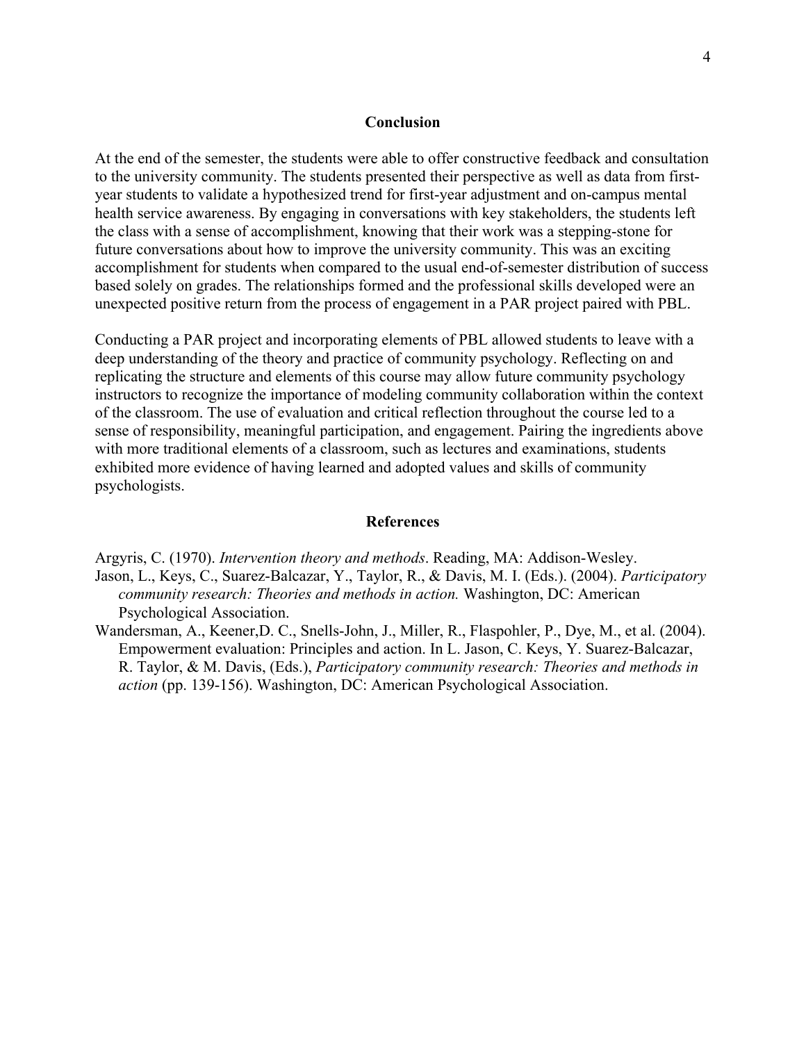## Conclusion

At the end of the semester, the students were able to offer constructive feedback and consultation to the university community. The students presented their perspective as well as data from first-year students to validate a hypothesized trend for first-year adjustment and on-campus mental health service awareness. By engaging in conversations with key stakeholders, the students left the class with a sense of accomplishment, knowing that their work was a stepping-stone for future conversations about how to improve the university community. This was an exciting accomplishment for students when compared to the usual end-of-semester distribution of success based solely on grades. The relationships formed and the professional skills developed were an unexpected positive return from the process of engagement in a PAR project paired with PBL.

Conducting a PAR project and incorporating elements of PBL allowed students to leave with a deep understanding of the theory and practice of community psychology. Reflecting on and replicating the structure and elements of this course may allow future community psychology instructors to recognize the importance of modeling community collaboration within the context of the classroom. The use of evaluation and critical reflection throughout the course led to a sense of responsibility, meaningful participation, and engagement. Pairing the ingredients above with more traditional elements of a classroom, such as lectures and examinations, students exhibited more evidence of having learned and adopted values and skills of community psychologists.

## References

Argyris, C. (1970). *Intervention theory and methods*. Reading, MA: Addison-Wesley.

Jason, L., Keys, C., Suarez-Balcazar, Y., Taylor, R., & Davis, M. I. (Eds.). (2004). *Participatory community research: Theories and methods in action.* Washington, DC: American Psychological Association.

Wandersman, A., Keener,D. C., Snells-John, J., Miller, R., Flaspohler, P., Dye, M., et al. (2004). Empowerment evaluation: Principles and action. In L. Jason, C. Keys, Y. Suarez-Balcazar, R. Taylor, & M. Davis, (Eds.), *Participatory community research: Theories and methods in action* (pp. 139-156). Washington, DC: American Psychological Association.